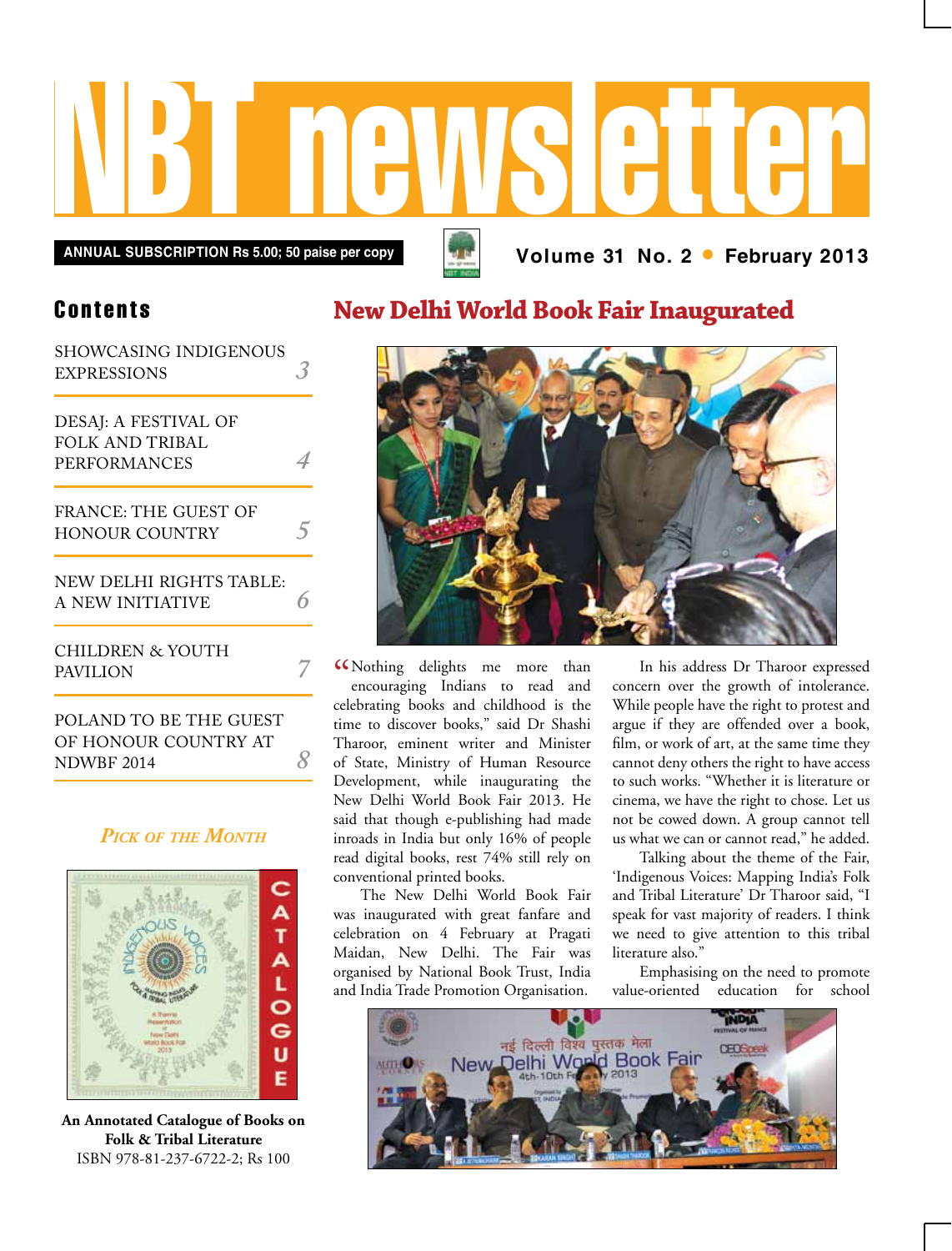# NBT newsletter

**ANNUAL SUBSCRIPTION Rs 5.00; 50 paise per copy**

**Volume 31 No. 2 • February 2013**

## Contents

- SHOWCASING INDIGENOUS EXPRESSIONS — 3
- DESAJ: A FESTIVAL OF FOLK AND TRIBAL PERFORMANCES — 4
- FRANCE: THE GUEST OF HONOUR COUNTRY — 5
- NEW DELHI RIGHTS TABLE: A NEW INITIATIVE — 6
- CHILDREN & YOUTH PAVILION — 7
- POLAND TO BE THE GUEST OF HONOUR COUNTRY AT NDWBF 2014 — 8

### *Pick of the Month*

**An Annotated Catalogue of Books on Folk & Tribal Literature**
ISBN 978-81-237-6722-2; Rs 100

## New Delhi World Book Fair Inaugurated

"Nothing delights me more than encouraging Indians to read and celebrating books and childhood is the time to discover books," said Dr Shashi Tharoor, eminent writer and Minister of State, Ministry of Human Resource Development, while inaugurating the New Delhi World Book Fair 2013. He said that though e-publishing had made inroads in India but only 16% of people read digital books, rest 74% still rely on conventional printed books.

The New Delhi World Book Fair was inaugurated with great fanfare and celebration on 4 February at Pragati Maidan, New Delhi. The Fair was organised by National Book Trust, India and India Trade Promotion Organisation.

In his address Dr Tharoor expressed concern over the growth of intolerance. While people have the right to protest and argue if they are offended over a book, film, or work of art, at the same time they cannot deny others the right to have access to such works. "Whether it is literature or cinema, we have the right to chose. Let us not be cowed down. A group cannot tell us what we can or cannot read," he added.

Talking about the theme of the Fair, 'Indigenous Voices: Mapping India's Folk and Tribal Literature' Dr Tharoor said, "I speak for vast majority of readers. I think we need to give attention to this tribal literature also."

Emphasising on the need to promote value-oriented education for school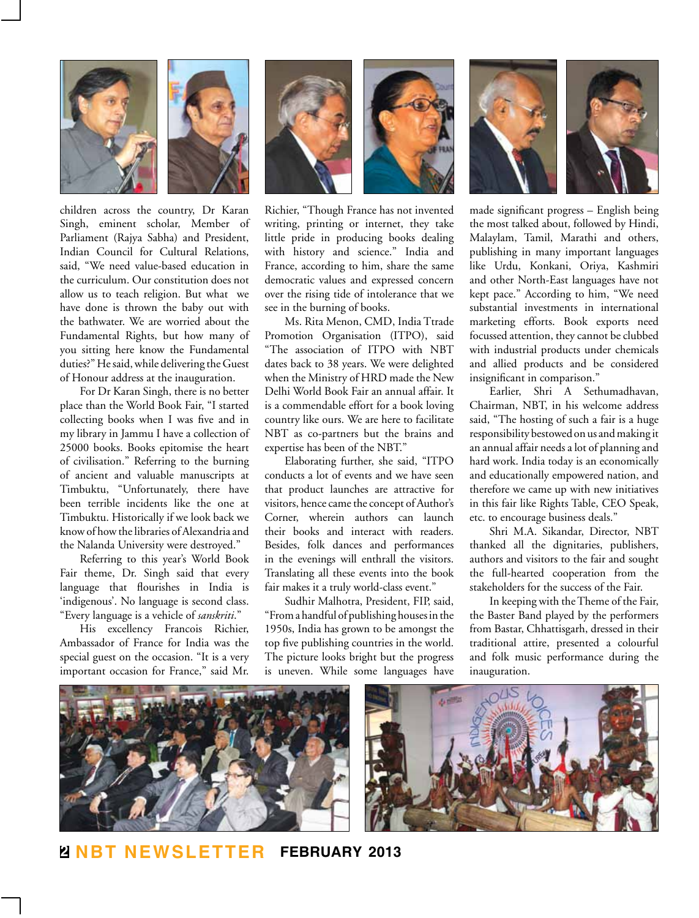children across the country, Dr Karan Singh, eminent scholar, Member of Parliament (Rajya Sabha) and President, Indian Council for Cultural Relations, said, "We need value-based education in the curriculum. Our constitution does not allow us to teach religion. But what we have done is thrown the baby out with the bathwater. We are worried about the Fundamental Rights, but how many of you sitting here know the Fundamental duties?" He said, while delivering the Guest of Honour address at the inauguration.

For Dr Karan Singh, there is no better place than the World Book Fair, "I started collecting books when I was five and in my library in Jammu I have a collection of 25000 books. Books epitomise the heart of civilisation." Referring to the burning of ancient and valuable manuscripts at Timbuktu, "Unfortunately, there have been terrible incidents like the one at Timbuktu. Historically if we look back we know of how the libraries of Alexandria and the Nalanda University were destroyed."

Referring to this year's World Book Fair theme, Dr. Singh said that every language that flourishes in India is 'indigenous'. No language is second class. "Every language is a vehicle of *sanskriti*."

His excellency Francois Richier, Ambassador of France for India was the special guest on the occasion. "It is a very important occasion for France," said Mr. Richier, "Though France has not invented writing, printing or internet, they take little pride in producing books dealing with history and science." India and France, according to him, share the same democratic values and expressed concern over the rising tide of intolerance that we see in the burning of books.

Ms. Rita Menon, CMD, India Ttrade Promotion Organisation (ITPO), said "The association of ITPO with NBT dates back to 38 years. We were delighted when the Ministry of HRD made the New Delhi World Book Fair an annual affair. It is a commendable effort for a book loving country like ours. We are here to facilitate NBT as co-partners but the brains and expertise has been of the NBT."

Elaborating further, she said, "ITPO conducts a lot of events and we have seen that product launches are attractive for visitors, hence came the concept of Author's Corner, wherein authors can launch their books and interact with readers. Besides, folk dances and performances in the evenings will enthrall the visitors. Translating all these events into the book fair makes it a truly world-class event."

Sudhir Malhotra, President, FIP, said, "From a handful of publishing houses in the 1950s, India has grown to be amongst the top five publishing countries in the world. The picture looks bright but the progress is uneven. While some languages have made significant progress – English being the most talked about, followed by Hindi, Malaylam, Tamil, Marathi and others, publishing in many important languages like Urdu, Konkani, Oriya, Kashmiri and other North-East languages have not kept pace." According to him, "We need substantial investments in international marketing efforts. Book exports need focussed attention, they cannot be clubbed with industrial products under chemicals and allied products and be considered insignificant in comparison."

Earlier, Shri A Sethumadhavan, Chairman, NBT, in his welcome address said, "The hosting of such a fair is a huge responsibility bestowed on us and making it an annual affair needs a lot of planning and hard work. India today is an economically and educationally empowered nation, and therefore we came up with new initiatives in this fair like Rights Table, CEO Speak, etc. to encourage business deals."

Shri M.A. Sikandar, Director, NBT thanked all the dignitaries, publishers, authors and visitors to the fair and sought the full-hearted cooperation from the stakeholders for the success of the Fair.

In keeping with the Theme of the Fair, the Baster Band played by the performers from Bastar, Chhattisgarh, dressed in their traditional attire, presented a colourful and folk music performance during the inauguration.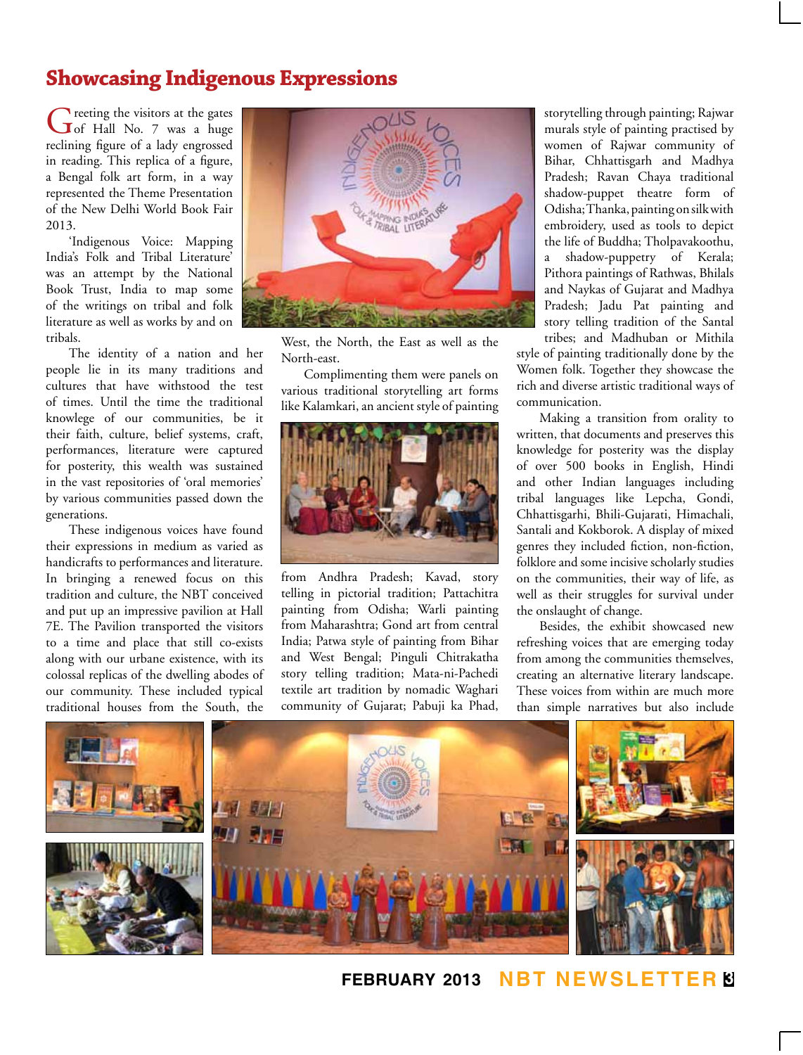# Showcasing Indigenous Expressions

Greeting the visitors at the gates of Hall No. 7 was a huge reclining figure of a lady engrossed in reading. This replica of a figure, a Bengal folk art form, in a way represented the Theme Presentation of the New Delhi World Book Fair 2013.

'Indigenous Voice: Mapping India's Folk and Tribal Literature' was an attempt by the National Book Trust, India to map some of the writings on tribal and folk literature as well as works by and on tribals.

The identity of a nation and her people lie in its many traditions and cultures that have withstood the test of times. Until the time the traditional knowledge of our communities, be it their faith, culture, belief systems, craft, performances, literature were captured for posterity, this wealth was sustained in the vast repositories of 'oral memories' by various communities passed down the generations.

These indigenous voices have found their expressions in medium as varied as handicrafts to performances and literature. In bringing a renewed focus on this tradition and culture, the NBT conceived and put up an impressive pavilion at Hall 7E. The Pavilion transported the visitors to a time and place that still co-exists along with our urban existence, with its colossal replicas of the dwelling abodes of our community. These included typical traditional houses from the South, the West, the North, the East as well as the North-east.

Complimenting them were panels on various traditional storytelling art forms like Kalamkari, an ancient style of painting from Andhra Pradesh; Kavad, story telling in pictorial tradition; Pattachitra painting from Odisha; Warli painting from Maharashtra; Gond art from central India; Patwa style of painting from Bihar and West Bengal; Pinguli Chitrakatha story telling tradition; Mata-ni-Pachedi textile art tradition by nomadic Waghari community of Gujarat; Pabuji ka Phad, storytelling through painting; Rajwar murals style of painting practised by women of Rajwar community of Bihar, Chhattisgarh and Madhya Pradesh; Ravan Chaya traditional shadow-puppet theatre form of Odisha; Thanka, painting on silk with embroidery, used as tools to depict the life of Buddha; Tholpavakoothu, a shadow-puppetry of Kerala; Pithora paintings of Rathwas, Bhilals and Naykas of Gujarat and Madhya Pradesh; Jadu Pat painting and story telling tradition of the Santal tribes; and Madhuban or Mithila style of painting traditionally done by the Women folk. Together they showcase the rich and diverse artistic traditional ways of communication.

Making a transition from orality to written, that documents and preserves this knowledge for posterity was the display of over 500 books in English, Hindi and other Indian languages including tribal languages like Lepcha, Gondi, Chhattisgarhi, Bhili-Gujarati, Himachali, Santali and Kokborok. A display of mixed genres they included fiction, non-fiction, folklore and some incisive scholarly studies on the communities, their way of life, as well as their struggles for survival under the onslaught of change.

Besides, the exhibit showcased new refreshing voices that are emerging today from among the communities themselves, creating an alternative literary landscape. These voices from within are much more than simple narratives but also include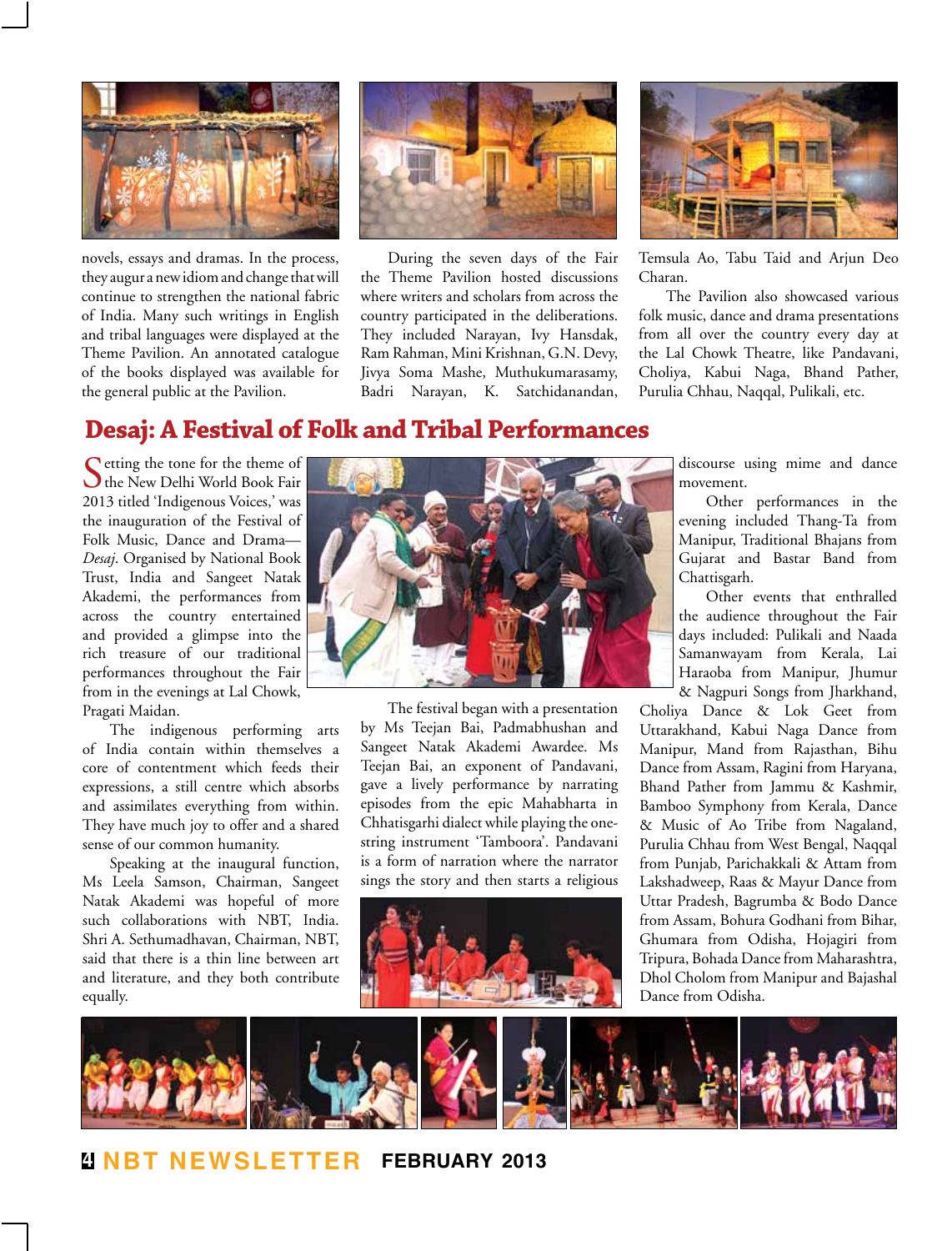novels, essays and dramas. In the process, they augur a new idiom and change that will continue to strengthen the national fabric of India. Many such writings in English and tribal languages were displayed at the Theme Pavilion. An annotated catalogue of the books displayed was available for the general public at the Pavilion.

During the seven days of the Fair the Theme Pavilion hosted discussions where writers and scholars from across the country participated in the deliberations. They included Narayan, Ivy Hansdak, Ram Rahman, Mini Krishnan, G.N. Devy, Jivya Soma Mashe, Muthukumarasamy, Badri Narayan, K. Satchidanandan, Temsula Ao, Tabu Taid and Arjun Deo Charan.

The Pavilion also showcased various folk music, dance and drama presentations from all over the country every day at the Lal Chowk Theatre, like Pandavani, Choliya, Kabui Naga, Bhand Pather, Purulia Chhau, Naqqal, Pulikali, etc.

## Desaj: A Festival of Folk and Tribal Performances

Setting the tone for the theme of the New Delhi World Book Fair 2013 titled 'Indigenous Voices,' was the inauguration of the Festival of Folk Music, Dance and Drama—*Desaj*. Organised by National Book Trust, India and Sangeet Natak Akademi, the performances from across the country entertained and provided a glimpse into the rich treasure of our traditional performances throughout the Fair from in the evenings at Lal Chowk, Pragati Maidan.

The indigenous performing arts of India contain within themselves a core of contentment which feeds their expressions, a still centre which absorbs and assimilates everything from within. They have much joy to offer and a shared sense of our common humanity.

Speaking at the inaugural function, Ms Leela Samson, Chairman, Sangeet Natak Akademi was hopeful of more such collaborations with NBT, India. Shri A. Sethumadhavan, Chairman, NBT, said that there is a thin line between art and literature, and they both contribute equally.

The festival began with a presentation by Ms Teejan Bai, Padmabhushan and Sangeet Natak Akademi Awardee. Ms Teejan Bai, an exponent of Pandavani, gave a lively performance by narrating episodes from the epic Mahabharta in Chhatisgarhi dialect while playing the one-string instrument 'Tamboora'. Pandavani is a form of narration where the narrator sings the story and then starts a religious discourse using mime and dance movement.

Other performances in the evening included Thang-Ta from Manipur, Traditional Bhajans from Gujarat and Bastar Band from Chattisgarh.

Other events that enthralled the audience throughout the Fair days included: Pulikali and Naada Samanwayam from Kerala, Lai Haraoba from Manipur, Jhumur & Nagpuri Songs from Jharkhand, Choliya Dance & Lok Geet from Uttarakhand, Kabui Naga Dance from Manipur, Mand from Rajasthan, Bihu Dance from Assam, Ragini from Haryana, Bhand Pather from Jammu & Kashmir, Bamboo Symphony from Kerala, Dance & Music of Ao Tribe from Nagaland, Purulia Chhau from West Bengal, Naqqal from Punjab, Parichakkali & Attam from Lakshadweep, Raas & Mayur Dance from Uttar Pradesh, Bagrumba & Bodo Dance from Assam, Bohura Godhani from Bihar, Ghumara from Odisha, Hojagiri from Tripura, Bohada Dance from Maharashtra, Dhol Cholom from Manipur and Bajashal Dance from Odisha.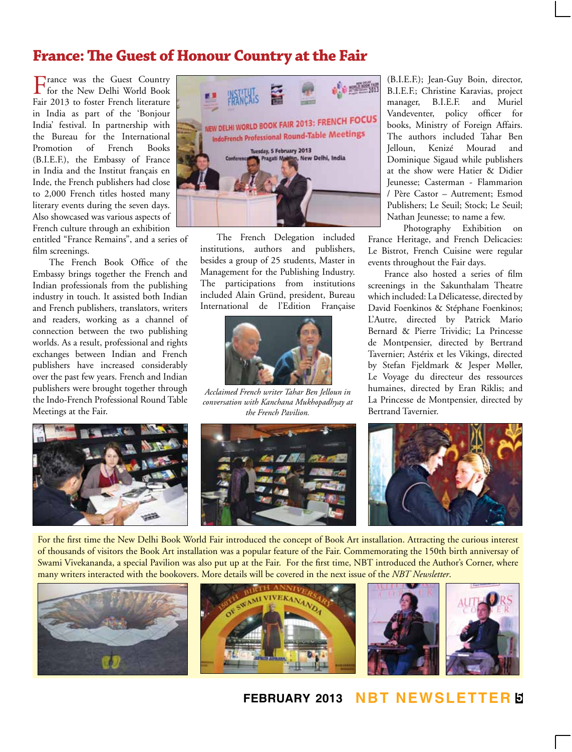# France: The Guest of Honour Country at the Fair

France was the Guest Country for the New Delhi World Book Fair 2013 to foster French literature in India as part of the 'Bonjour India' festival. In partnership with the Bureau for the International Promotion of French Books (B.I.E.F.), the Embassy of France in India and the Institut français en Inde, the French publishers had close to 2,000 French titles hosted many literary events during the seven days. Also showcased was various aspects of French culture through an exhibition entitled "France Remains", and a series of film screenings.

The French Book Office of the Embassy brings together the French and Indian professionals from the publishing industry in touch. It assisted both Indian and French publishers, translators, writers and readers, working as a channel of connection between the two publishing worlds. As a result, professional and rights exchanges between Indian and French publishers have increased considerably over the past few years. French and Indian publishers were brought together through the Indo-French Professional Round Table Meetings at the Fair.

The French Delegation included institutions, authors and publishers, besides a group of 25 students, Master in Management for the Publishing Industry. The participations from institutions included Alain Gründ, president, Bureau International de l'Edition Française

*Acclaimed French writer Tahar Ben Jelloun in conversation with Kanchana Mukhopadhyay at the French Pavilion.*

(B.I.E.F.); Jean-Guy Boin, director, B.I.E.F.; Christine Karavias, project manager, B.I.E.F. and Muriel Vandeventer, policy officer for books, Ministry of Foreign Affairs. The authors included Tahar Ben Jelloun, Kenizé Mourad and Dominique Sigaud while publishers at the show were Hatier & Didier Jeunesse; Casterman - Flammarion / Père Castor – Autrement; Esmod Publishers; Le Seuil; Stock; Le Seuil; Nathan Jeunesse; to name a few.

Photography Exhibition on France Heritage, and French Delicacies: Le Bistrot, French Cuisine were regular events throughout the Fair days.

France also hosted a series of film screenings in the Sakunthalam Theatre which included: La Délicatesse, directed by David Foenkinos & Stéphane Foenkinos; L'Autre, directed by Patrick Mario Bernard & Pierre Trividic; La Princesse de Montpensier, directed by Bertrand Tavernier; Astérix et les Vikings, directed by Stefan Fjeldmark & Jesper Møller, Le Voyage du directeur des ressources humaines, directed by Eran Riklis; and La Princesse de Montpensier, directed by Bertrand Tavernier.

For the first time the New Delhi Book World Fair introduced the concept of Book Art installation. Attracting the curious interest of thousands of visitors the Book Art installation was a popular feature of the Fair. Commemorating the 150th birth anniversary of Swami Vivekananda, a special Pavilion was also put up at the Fair. For the first time, NBT introduced the Author's Corner, where many writers interacted with the bookovers. More details will be covered in the next issue of the *NBT Newsletter*.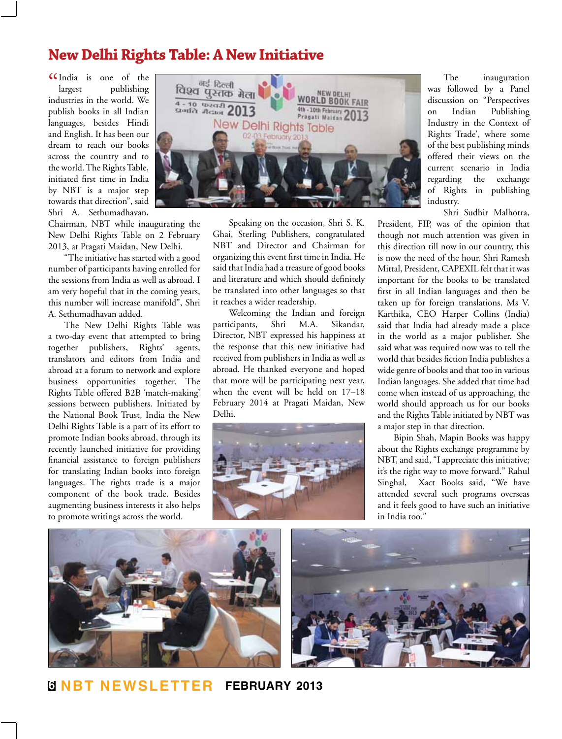# New Delhi Rights Table: A New Initiative

"India is one of the largest publishing industries in the world. We publish books in all Indian languages, besides Hindi and English. It has been our dream to reach our books across the country and to the world. The Rights Table, initiated first time in India by NBT is a major step towards that direction", said Shri A. Sethumadhavan, Chairman, NBT while inaugurating the New Delhi Rights Table on 2 February 2013, at Pragati Maidan, New Delhi.

"The initiative has started with a good number of participants having enrolled for the sessions from India as well as abroad. I am very hopeful that in the coming years, this number will increase manifold", Shri A. Sethumadhavan added.

The New Delhi Rights Table was a two-day event that attempted to bring together publishers, Rights' agents, translators and editors from India and abroad at a forum to network and explore business opportunities together. The Rights Table offered B2B 'match-making' sessions between publishers. Initiated by the National Book Trust, India the New Delhi Rights Table is a part of its effort to promote Indian books abroad, through its recently launched initiative for providing financial assistance to foreign publishers for translating Indian books into foreign languages. The rights trade is a major component of the book trade. Besides augmenting business interests it also helps to promote writings across the world.

Speaking on the occasion, Shri S. K. Ghai, Sterling Publishers, congratulated NBT and Director and Chairman for organizing this event first time in India. He said that India had a treasure of good books and literature and which should definitely be translated into other languages so that it reaches a wider readership.

Welcoming the Indian and foreign participants, Shri M.A. Sikandar, Director, NBT expressed his happiness at the response that this new initiative had received from publishers in India as well as abroad. He thanked everyone and hoped that more will be participating next year, when the event will be held on 17–18 February 2014 at Pragati Maidan, New Delhi.

The inauguration was followed by a Panel discussion on "Perspectives on Indian Publishing Industry in the Context of Rights Trade', where some of the best publishing minds offered their views on the current scenario in India regarding the exchange of Rights in publishing industry.

Shri Sudhir Malhotra, President, FIP, was of the opinion that though not much attention was given in this direction till now in our country, this is now the need of the hour. Shri Ramesh Mittal, President, CAPEXIL felt that it was important for the books to be translated first in all Indian languages and then be taken up for foreign translations. Ms V. Karthika, CEO Harper Collins (India) said that India had already made a place in the world as a major publisher. She said what was required now was to tell the world that besides fiction India publishes a wide genre of books and that too in various Indian languages. She added that time had come when instead of us approaching, the world should approach us for our books and the Rights Table initiated by NBT was a major step in that direction.

Bipin Shah, Mapin Books was happy about the Rights exchange programme by NBT, and said, "I appreciate this initiative; it's the right way to move forward." Rahul Singhal, Xact Books said, "We have attended several such programs overseas and it feels good to have such an initiative in India too."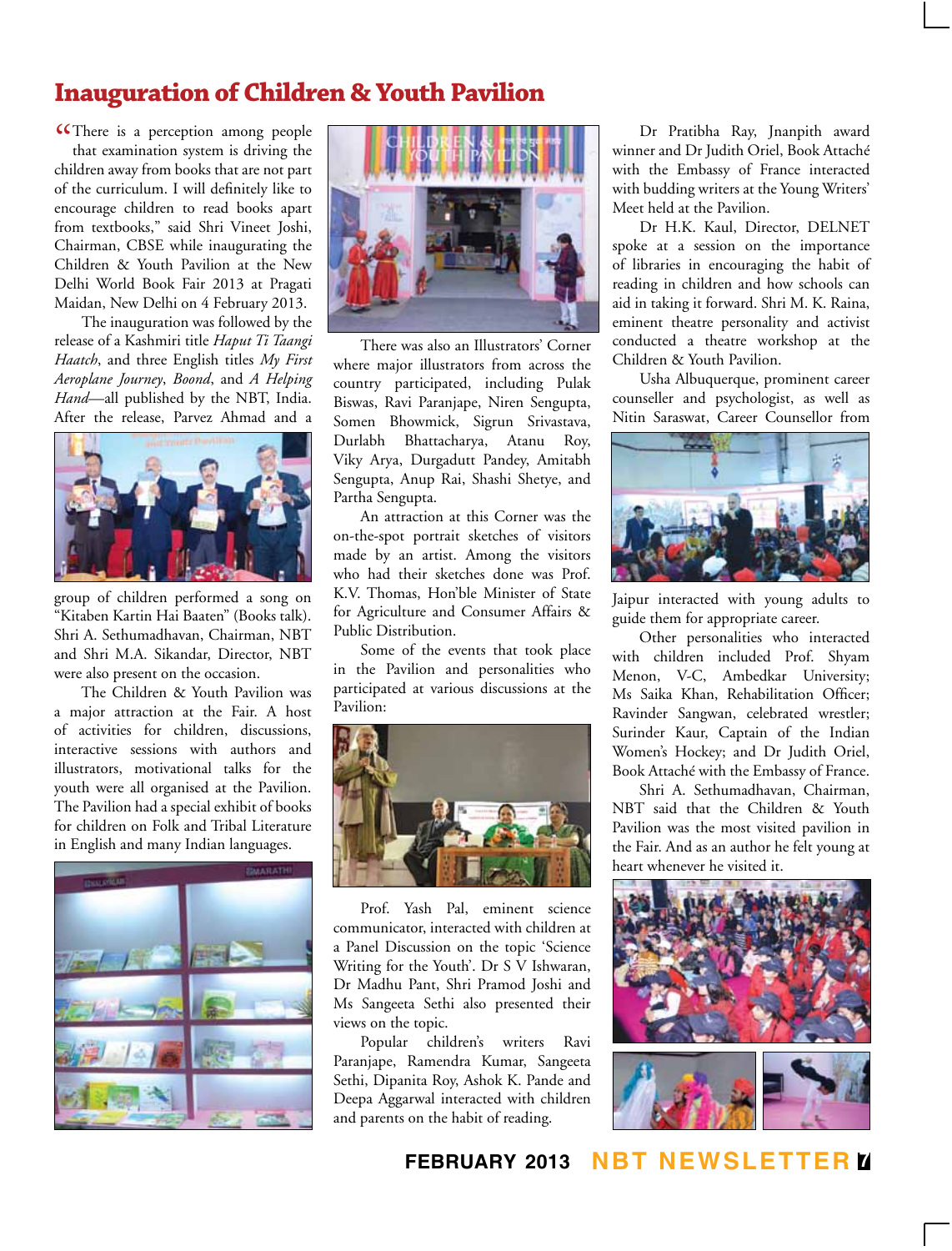# Inauguration of Children & Youth Pavilion

"There is a perception among people that examination system is driving the children away from books that are not part of the curriculum. I will definitely like to encourage children to read books apart from textbooks," said Shri Vineet Joshi, Chairman, CBSE while inaugurating the Children & Youth Pavilion at the New Delhi World Book Fair 2013 at Pragati Maidan, New Delhi on 4 February 2013.

The inauguration was followed by the release of a Kashmiri title *Haput Ti Taangi Haatch*, and three English titles *My First Aeroplane Journey*, *Boond*, and *A Helping Hand*—all published by the NBT, India. After the release, Parvez Ahmad and a group of children performed a song on "Kitaben Kartin Hai Baaten" (Books talk). Shri A. Sethumadhavan, Chairman, NBT and Shri M.A. Sikandar, Director, NBT were also present on the occasion.

The Children & Youth Pavilion was a major attraction at the Fair. A host of activities for children, discussions, interactive sessions with authors and illustrators, motivational talks for the youth were all organised at the Pavilion. The Pavilion had a special exhibit of books for children on Folk and Tribal Literature in English and many Indian languages.

There was also an Illustrators' Corner where major illustrators from across the country participated, including Pulak Biswas, Ravi Paranjape, Niren Sengupta, Somen Bhowmick, Sigrun Srivastava, Durlabh Bhattacharya, Atanu Roy, Viky Arya, Durgadutt Pandey, Amitabh Sengupta, Anup Rai, Shashi Shetye, and Partha Sengupta.

An attraction at this Corner was the on-the-spot portrait sketches of visitors made by an artist. Among the visitors who had their sketches done was Prof. K.V. Thomas, Hon'ble Minister of State for Agriculture and Consumer Affairs & Public Distribution.

Some of the events that took place in the Pavilion and personalities who participated at various discussions at the Pavilion:

Prof. Yash Pal, eminent science communicator, interacted with children at a Panel Discussion on the topic 'Science Writing for the Youth'. Dr S V Ishwaran, Dr Madhu Pant, Shri Pramod Joshi and Ms Sangeeta Sethi also presented their views on the topic.

Popular children's writers Ravi Paranjape, Ramendra Kumar, Sangeeta Sethi, Dipanita Roy, Ashok K. Pande and Deepa Aggarwal interacted with children and parents on the habit of reading.

Dr Pratibha Ray, Jnanpith award winner and Dr Judith Oriel, Book Attaché with the Embassy of France interacted with budding writers at the Young Writers' Meet held at the Pavilion.

Dr H.K. Kaul, Director, DELNET spoke at a session on the importance of libraries in encouraging the habit of reading in children and how schools can aid in taking it forward. Shri M. K. Raina, eminent theatre personality and activist conducted a theatre workshop at the Children & Youth Pavilion.

Usha Albuquerque, prominent career counseller and psychologist, as well as Nitin Saraswat, Career Counsellor from Jaipur interacted with young adults to guide them for appropriate career.

Other personalities who interacted with children included Prof. Shyam Menon, V-C, Ambedkar University; Ms Saika Khan, Rehabilitation Officer; Ravinder Sangwan, celebrated wrestler; Surinder Kaur, Captain of the Indian Women's Hockey; and Dr Judith Oriel, Book Attaché with the Embassy of France.

Shri A. Sethumadhavan, Chairman, NBT said that the Children & Youth Pavilion was the most visited pavilion in the Fair. And as an author he felt young at heart whenever he visited it.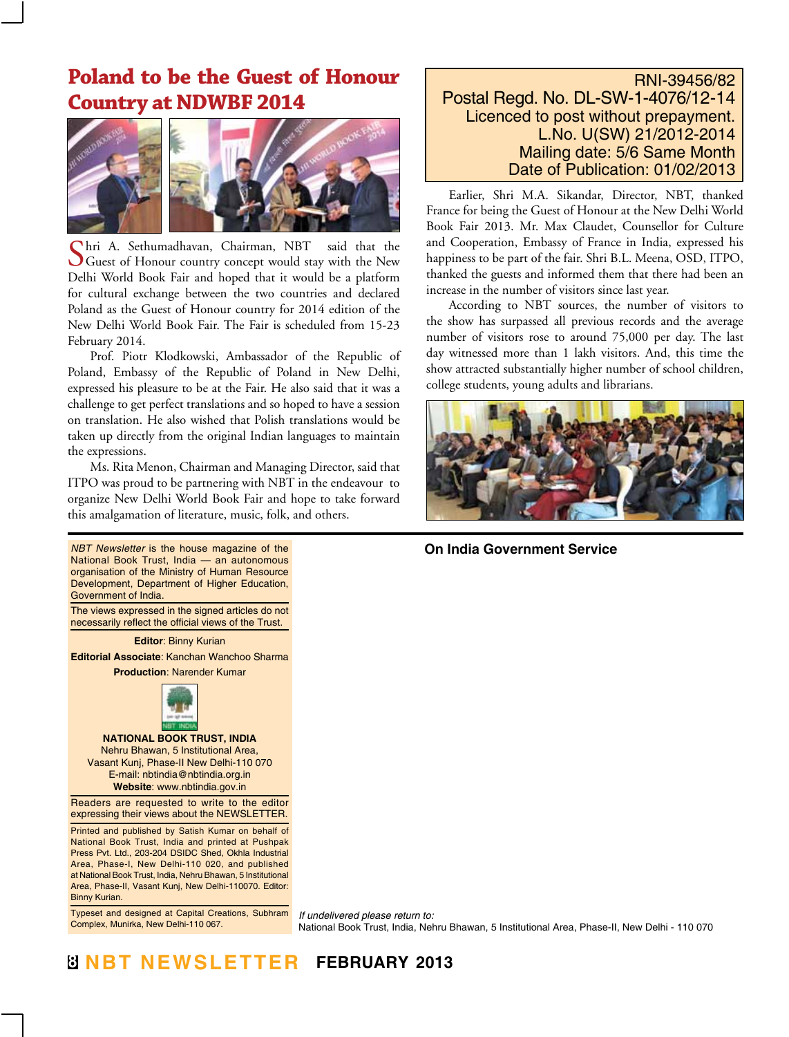# Poland to be the Guest of Honour Country at NDWBF 2014

Shri A. Sethumadhavan, Chairman, NBT said that the Guest of Honour country concept would stay with the New Delhi World Book Fair and hoped that it would be a platform for cultural exchange between the two countries and declared Poland as the Guest of Honour country for 2014 edition of the New Delhi World Book Fair. The Fair is scheduled from 15-23 February 2014.

Prof. Piotr Klodkowski, Ambassador of the Republic of Poland, Embassy of the Republic of Poland in New Delhi, expressed his pleasure to be at the Fair. He also said that it was a challenge to get perfect translations and so hoped to have a session on translation. He also wished that Polish translations would be taken up directly from the original Indian languages to maintain the expressions.

Ms. Rita Menon, Chairman and Managing Director, said that ITPO was proud to be partnering with NBT in the endeavour to organize New Delhi World Book Fair and hope to take forward this amalgamation of literature, music, folk, and others.

RNI-39456/82
Postal Regd. No. DL-SW-1-4076/12-14
Licenced to post without prepayment.
L.No. U(SW) 21/2012-2014
Mailing date: 5/6 Same Month
Date of Publication: 01/02/2013

Earlier, Shri M.A. Sikandar, Director, NBT, thanked France for being the Guest of Honour at the New Delhi World Book Fair 2013. Mr. Max Claudet, Counsellor for Culture and Cooperation, Embassy of France in India, expressed his happiness to be part of the fair. Shri B.L. Meena, OSD, ITPO, thanked the guests and informed them that there had been an increase in the number of visitors since last year.

According to NBT sources, the number of visitors to the show has surpassed all previous records and the average number of visitors rose to around 75,000 per day. The last day witnessed more than 1 lakh visitors. And, this time the show attracted substantially higher number of school children, college students, young adults and librarians.

*NBT Newsletter* is the house magazine of the National Book Trust, India — an autonomous organisation of the Ministry of Human Resource Development, Department of Higher Education, Government of India.

The views expressed in the signed articles do not necessarily reflect the official views of the Trust.

**Editor**: Binny Kurian

**Editorial Associate**: Kanchan Wanchoo Sharma

**Production**: Narender Kumar

**NATIONAL BOOK TRUST, INDIA**
Nehru Bhawan, 5 Institutional Area,
Vasant Kunj, Phase-II New Delhi-110 070
E-mail: nbtindia@nbtindia.org.in
**Website**: www.nbtindia.gov.in

Readers are requested to write to the editor expressing their views about the NEWSLETTER.

Printed and published by Satish Kumar on behalf of National Book Trust, India and printed at Pushpak Press Pvt. Ltd., 203-204 DSIDC Shed, Okhla Industrial Area, Phase-I, New Delhi-110 020, and published at National Book Trust, India, Nehru Bhawan, 5 Institutional Area, Phase-II, Vasant Kunj, New Delhi-110070. Editor: Binny Kurian.

Typeset and designed at Capital Creations, Subhram Complex, Munirka, New Delhi-110 067.

**On India Government Service**

*If undelivered please return to:*
National Book Trust, India, Nehru Bhawan, 5 Institutional Area, Phase-II, New Delhi - 110 070